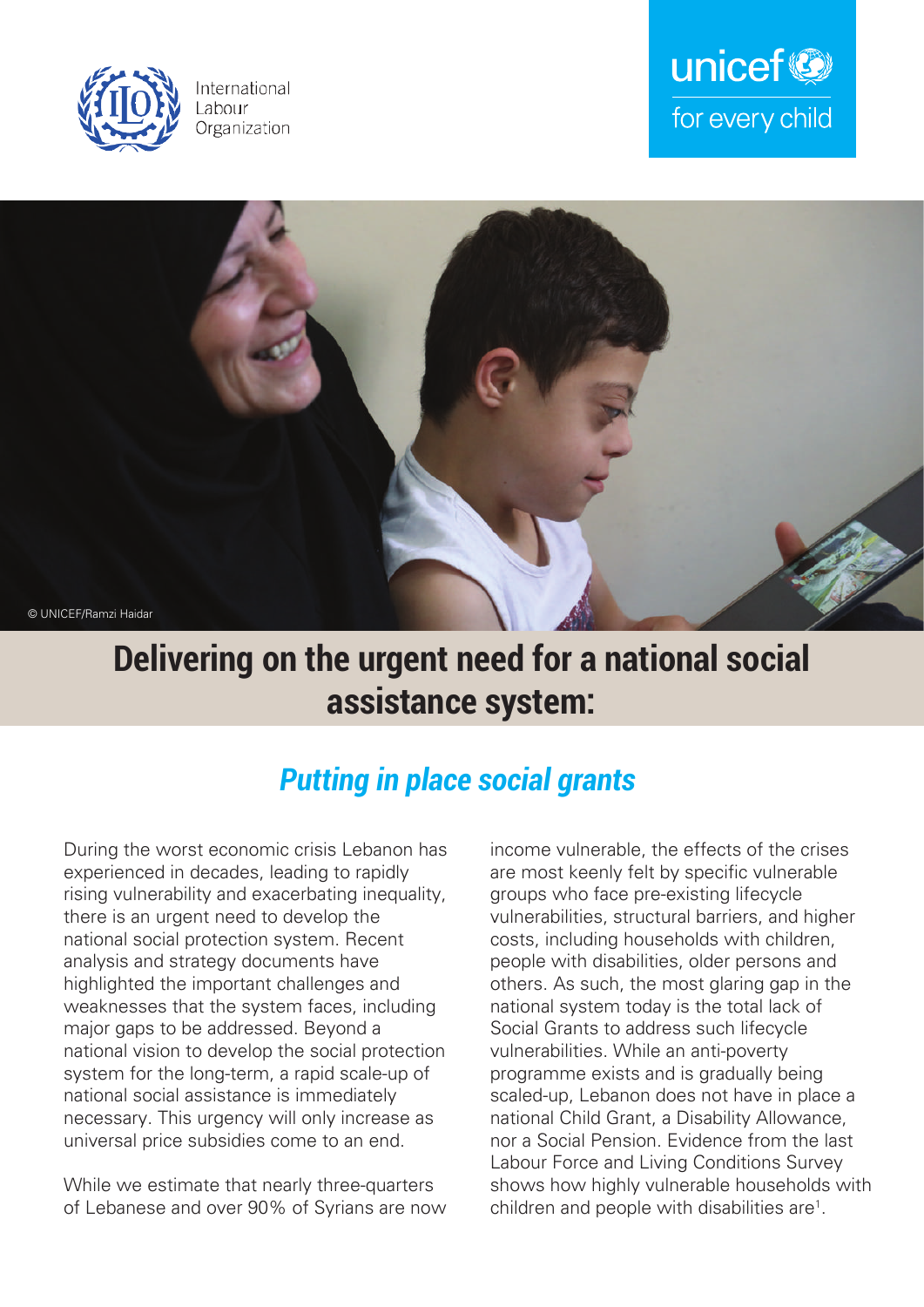International Labour Organization

unicef for every child

© UNICEF/Ramzi Haidar

# Delivering on the urgent need for a national social assistance system:

## *Putting in place social grants*

During the worst economic crisis Lebanon has experienced in decades, leading to rapidly rising vulnerability and exacerbating inequality, there is an urgent need to develop the national social protection system. Recent analysis and strategy documents have highlighted the important challenges and weaknesses that the system faces, including major gaps to be addressed. Beyond a national vision to develop the social protection system for the long-term, a rapid scale-up of national social assistance is immediately necessary. This urgency will only increase as universal price subsidies come to an end.

While we estimate that nearly three-quarters of Lebanese and over 90% of Syrians are now income vulnerable, the effects of the crises are most keenly felt by specific vulnerable groups who face pre-existing lifecycle vulnerabilities, structural barriers, and higher costs, including households with children, people with disabilities, older persons and others. As such, the most glaring gap in the national system today is the total lack of Social Grants to address such lifecycle vulnerabilities. While an anti-poverty programme exists and is gradually being scaled-up, Lebanon does not have in place a national Child Grant, a Disability Allowance, nor a Social Pension. Evidence from the last Labour Force and Living Conditions Survey shows how highly vulnerable households with children and people with disabilities are[1].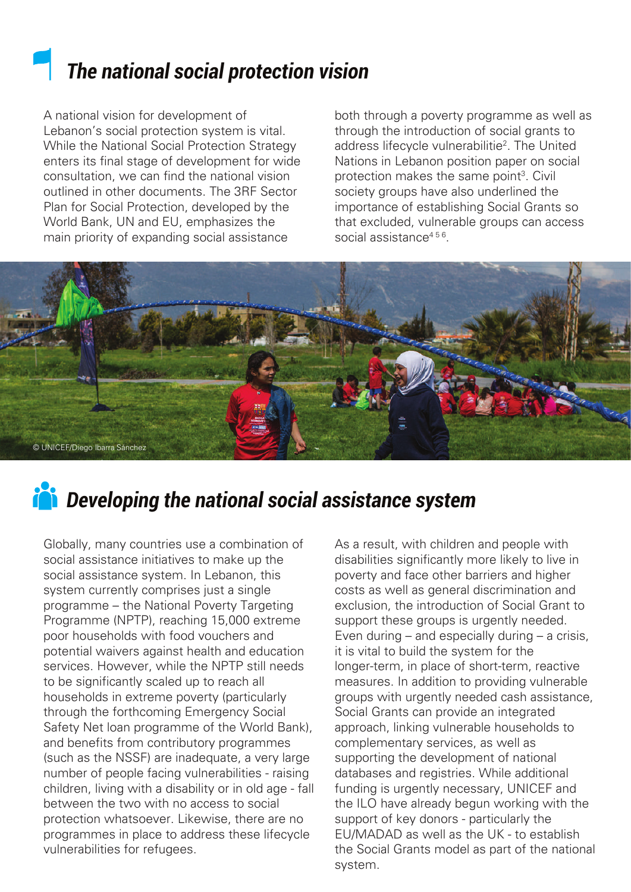## The national social protection vision

A national vision for development of Lebanon's social protection system is vital. While the National Social Protection Strategy enters its final stage of development for wide consultation, we can find the national vision outlined in other documents. The 3RF Sector Plan for Social Protection, developed by the World Bank, UN and EU, emphasizes the main priority of expanding social assistance both through a poverty programme as well as through the introduction of social grants to address lifecycle vulnerabilitie[2]. The United Nations in Lebanon position paper on social protection makes the same point[3]. Civil society groups have also underlined the importance of establishing Social Grants so that excluded, vulnerable groups can access social assistance[4 5 6].

© UNICEF/Diego Ibarra Sánchez

## Developing the national social assistance system

Globally, many countries use a combination of social assistance initiatives to make up the social assistance system. In Lebanon, this system currently comprises just a single programme – the National Poverty Targeting Programme (NPTP), reaching 15,000 extreme poor households with food vouchers and potential waivers against health and education services. However, while the NPTP still needs to be significantly scaled up to reach all households in extreme poverty (particularly through the forthcoming Emergency Social Safety Net loan programme of the World Bank), and benefits from contributory programmes (such as the NSSF) are inadequate, a very large number of people facing vulnerabilities - raising children, living with a disability or in old age - fall between the two with no access to social protection whatsoever. Likewise, there are no programmes in place to address these lifecycle vulnerabilities for refugees.

As a result, with children and people with disabilities significantly more likely to live in poverty and face other barriers and higher costs as well as general discrimination and exclusion, the introduction of Social Grant to support these groups is urgently needed. Even during – and especially during – a crisis, it is vital to build the system for the longer-term, in place of short-term, reactive measures. In addition to providing vulnerable groups with urgently needed cash assistance, Social Grants can provide an integrated approach, linking vulnerable households to complementary services, as well as supporting the development of national databases and registries. While additional funding is urgently necessary, UNICEF and the ILO have already begun working with the support of key donors - particularly the EU/MADAD as well as the UK - to establish the Social Grants model as part of the national system.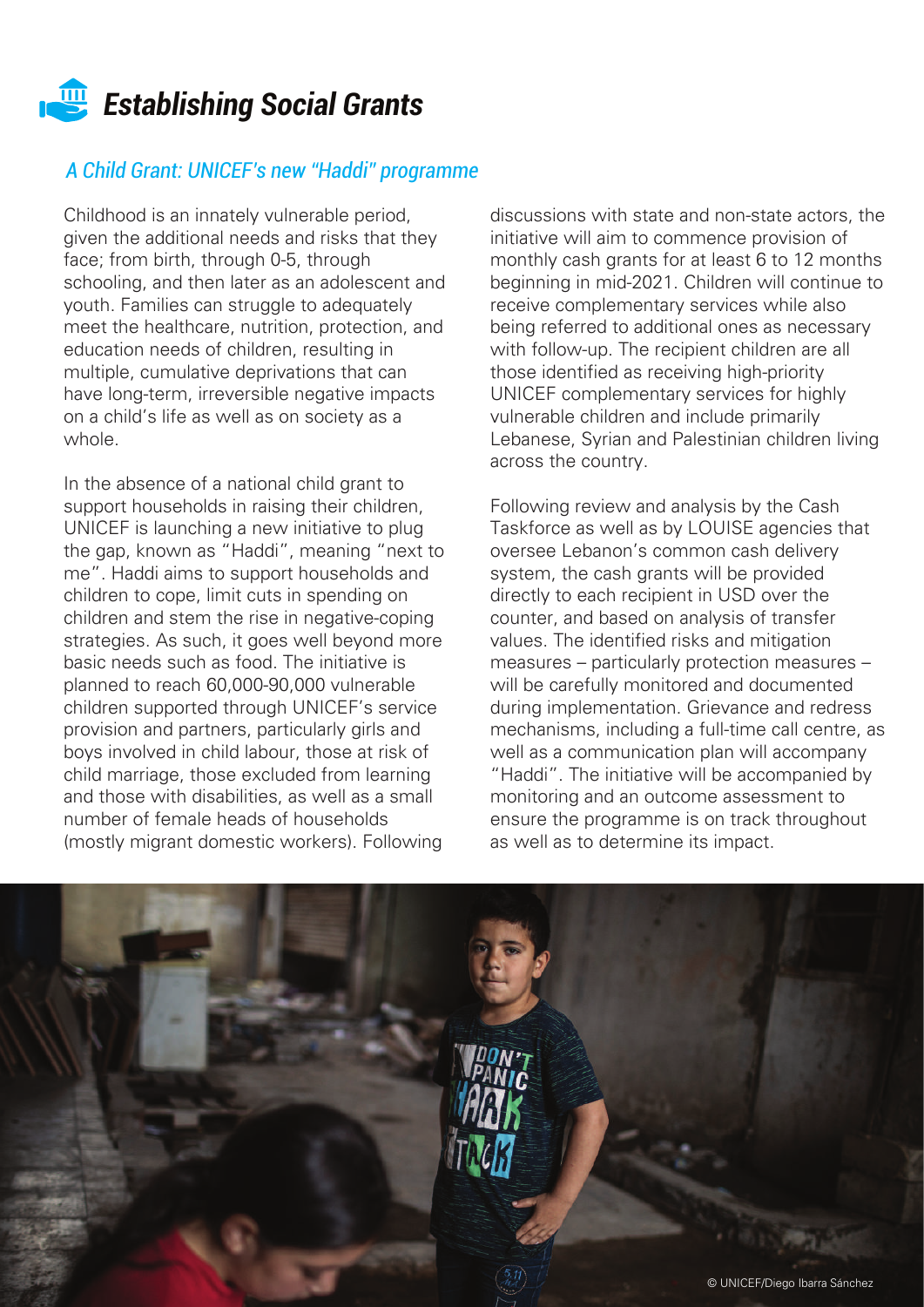# *Establishing Social Grants*

## *A Child Grant: UNICEF's new "Haddi" programme*

Childhood is an innately vulnerable period, given the additional needs and risks that they face; from birth, through 0-5, through schooling, and then later as an adolescent and youth. Families can struggle to adequately meet the healthcare, nutrition, protection, and education needs of children, resulting in multiple, cumulative deprivations that can have long-term, irreversible negative impacts on a child's life as well as on society as a whole.

In the absence of a national child grant to support households in raising their children, UNICEF is launching a new initiative to plug the gap, known as "Haddi", meaning "next to me". Haddi aims to support households and children to cope, limit cuts in spending on children and stem the rise in negative-coping strategies. As such, it goes well beyond more basic needs such as food. The initiative is planned to reach 60,000-90,000 vulnerable children supported through UNICEF's service provision and partners, particularly girls and boys involved in child labour, those at risk of child marriage, those excluded from learning and those with disabilities, as well as a small number of female heads of households (mostly migrant domestic workers). Following discussions with state and non-state actors, the initiative will aim to commence provision of monthly cash grants for at least 6 to 12 months beginning in mid-2021. Children will continue to receive complementary services while also being referred to additional ones as necessary with follow-up. The recipient children are all those identified as receiving high-priority UNICEF complementary services for highly vulnerable children and include primarily Lebanese, Syrian and Palestinian children living across the country.

Following review and analysis by the Cash Taskforce as well as by LOUISE agencies that oversee Lebanon's common cash delivery system, the cash grants will be provided directly to each recipient in USD over the counter, and based on analysis of transfer values. The identified risks and mitigation measures – particularly protection measures – will be carefully monitored and documented during implementation. Grievance and redress mechanisms, including a full-time call centre, as well as a communication plan will accompany "Haddi". The initiative will be accompanied by monitoring and an outcome assessment to ensure the programme is on track throughout as well as to determine its impact.

© UNICEF/Diego Ibarra Sánchez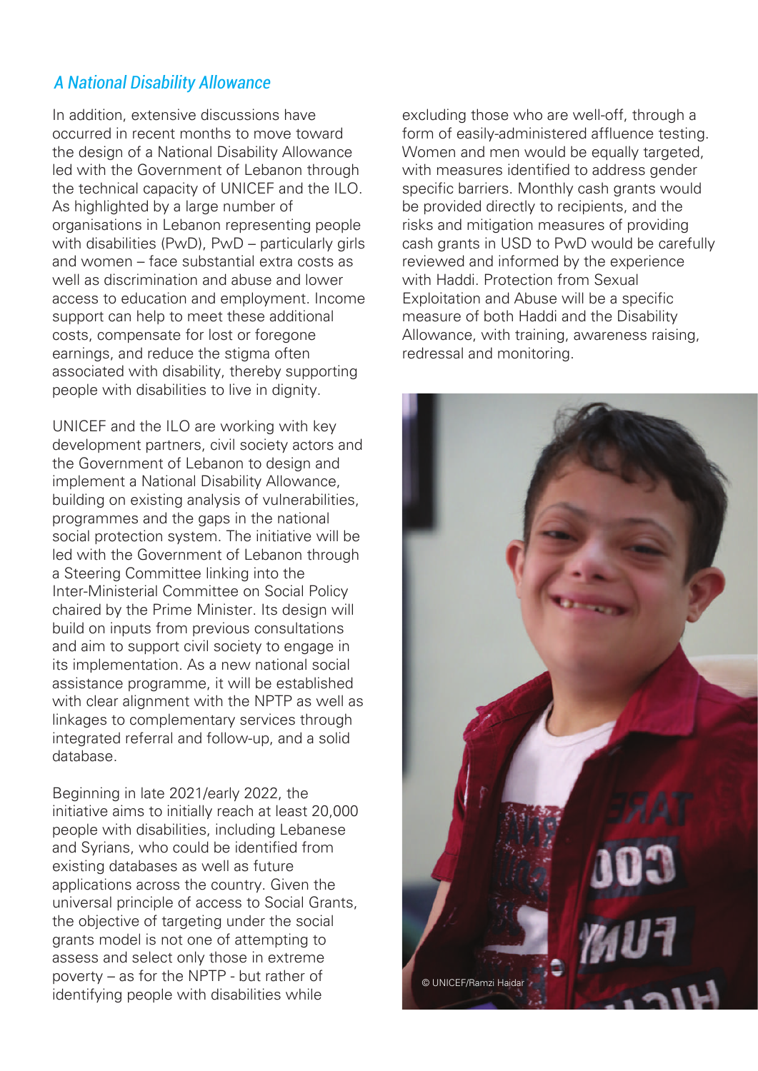## *A National Disability Allowance*

In addition, extensive discussions have occurred in recent months to move toward the design of a National Disability Allowance led with the Government of Lebanon through the technical capacity of UNICEF and the ILO. As highlighted by a large number of organisations in Lebanon representing people with disabilities (PwD), PwD – particularly girls and women – face substantial extra costs as well as discrimination and abuse and lower access to education and employment. Income support can help to meet these additional costs, compensate for lost or foregone earnings, and reduce the stigma often associated with disability, thereby supporting people with disabilities to live in dignity.

UNICEF and the ILO are working with key development partners, civil society actors and the Government of Lebanon to design and implement a National Disability Allowance, building on existing analysis of vulnerabilities, programmes and the gaps in the national social protection system. The initiative will be led with the Government of Lebanon through a Steering Committee linking into the Inter-Ministerial Committee on Social Policy chaired by the Prime Minister. Its design will build on inputs from previous consultations and aim to support civil society to engage in its implementation. As a new national social assistance programme, it will be established with clear alignment with the NPTP as well as linkages to complementary services through integrated referral and follow-up, and a solid database.

Beginning in late 2021/early 2022, the initiative aims to initially reach at least 20,000 people with disabilities, including Lebanese and Syrians, who could be identified from existing databases as well as future applications across the country. Given the universal principle of access to Social Grants, the objective of targeting under the social grants model is not one of attempting to assess and select only those in extreme poverty – as for the NPTP - but rather of identifying people with disabilities while excluding those who are well-off, through a form of easily-administered affluence testing. Women and men would be equally targeted, with measures identified to address gender specific barriers. Monthly cash grants would be provided directly to recipients, and the risks and mitigation measures of providing cash grants in USD to PwD would be carefully reviewed and informed by the experience with Haddi. Protection from Sexual Exploitation and Abuse will be a specific measure of both Haddi and the Disability Allowance, with training, awareness raising, redressal and monitoring.

© UNICEF/Ramzi Haidar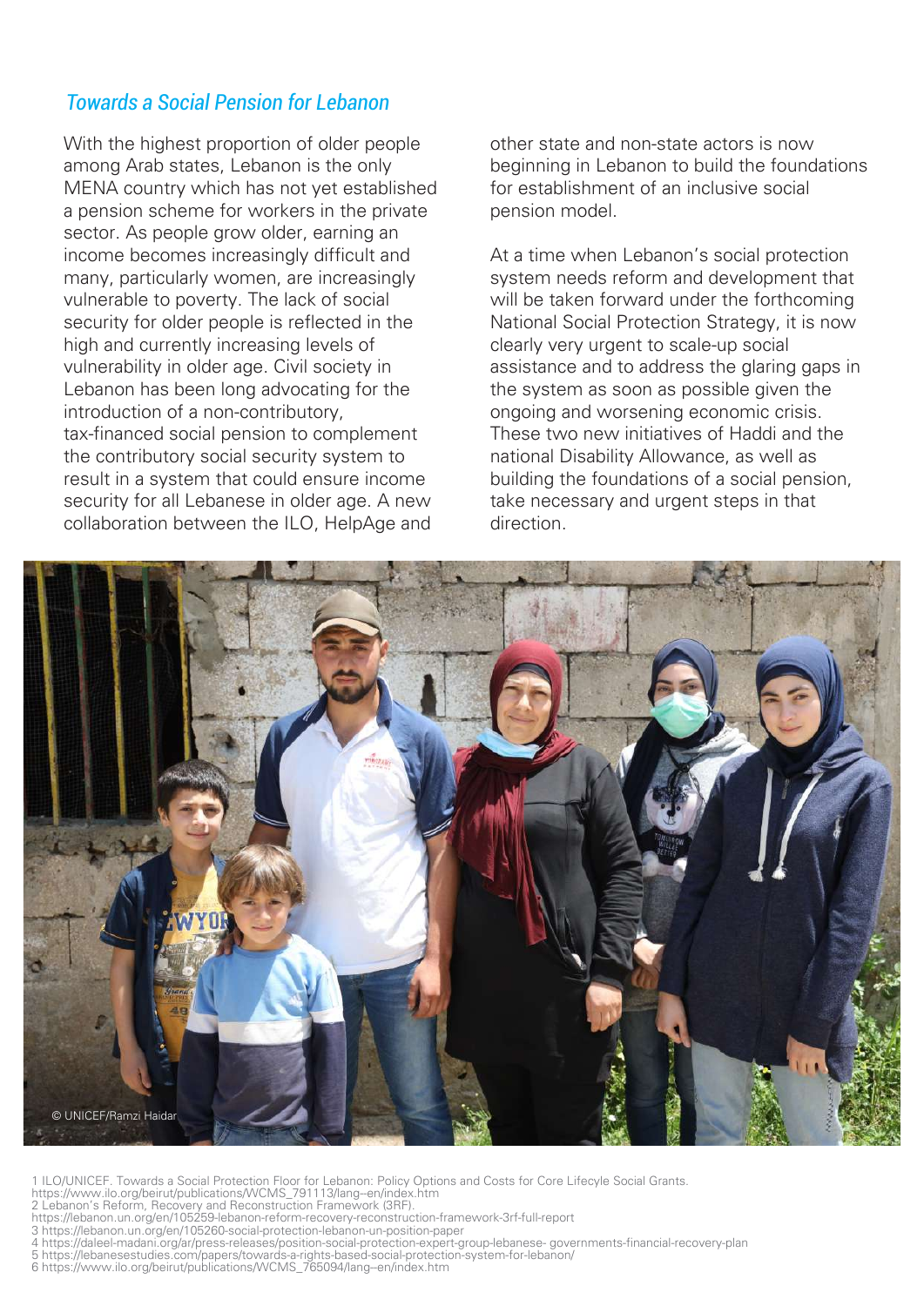## *Towards a Social Pension for Lebanon*

With the highest proportion of older people among Arab states, Lebanon is the only MENA country which has not yet established a pension scheme for workers in the private sector. As people grow older, earning an income becomes increasingly difficult and many, particularly women, are increasingly vulnerable to poverty. The lack of social security for older people is reflected in the high and currently increasing levels of vulnerability in older age. Civil society in Lebanon has been long advocating for the introduction of a non-contributory, tax-financed social pension to complement the contributory social security system to result in a system that could ensure income security for all Lebanese in older age. A new collaboration between the ILO, HelpAge and other state and non-state actors is now beginning in Lebanon to build the foundations for establishment of an inclusive social pension model.

At a time when Lebanon's social protection system needs reform and development that will be taken forward under the forthcoming National Social Protection Strategy, it is now clearly very urgent to scale-up social assistance and to address the glaring gaps in the system as soon as possible given the ongoing and worsening economic crisis. These two new initiatives of Haddi and the national Disability Allowance, as well as building the foundations of a social pension, take necessary and urgent steps in that direction.

© UNICEF/Ramzi Haidar

1 ILO/UNICEF. Towards a Social Protection Floor for Lebanon: Policy Options and Costs for Core Lifecycle Social Grants. https://www.ilo.org/beirut/publications/WCMS_791113/lang--en/index.htm
2 Lebanon's Reform, Recovery and Reconstruction Framework (3RF). https://lebanon.un.org/en/105259-lebanon-reform-recovery-reconstruction-framework-3rf-full-report
3 https://lebanon.un.org/en/105260-social-protection-lebanon-un-position-paper
4 https://daleel-madani.org/ar/press-releases/position-social-protection-expert-group-lebanese- governments-financial-recovery-plan
5 https://lebanesestudies.com/papers/towards-a-rights-based-social-protection-system-for-lebanon/
6 https://www.ilo.org/beirut/publications/WCMS_765094/lang--en/index.htm